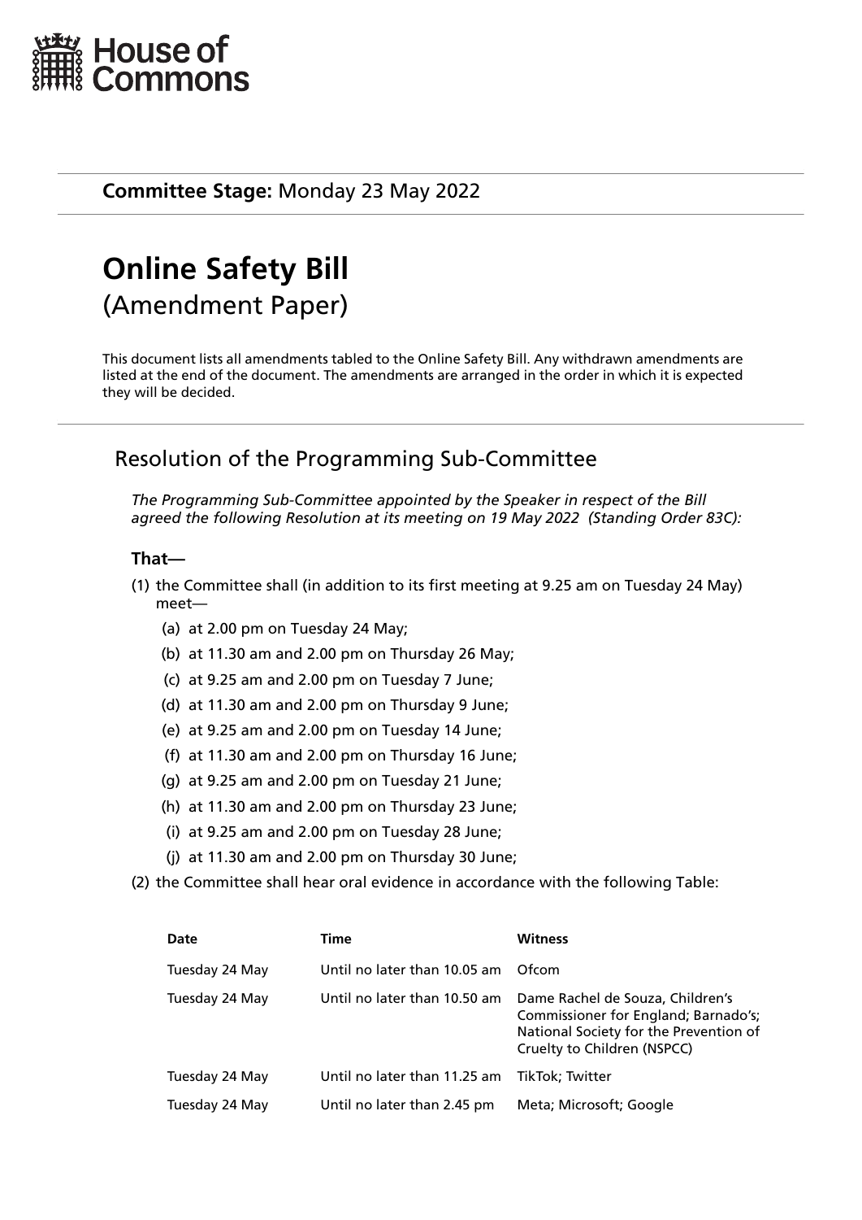House of Commons

**Committee Stage:** Monday 23 May 2022

# Online Safety Bill
(Amendment Paper)

This document lists all amendments tabled to the Online Safety Bill. Any withdrawn amendments are listed at the end of the document. The amendments are arranged in the order in which it is expected they will be decided.

## Resolution of the Programming Sub-Committee

*The Programming Sub-Committee appointed by the Speaker in respect of the Bill agreed the following Resolution at its meeting on 19 May 2022 (Standing Order 83C):*

**That—**

(1) the Committee shall (in addition to its first meeting at 9.25 am on Tuesday 24 May) meet—

  (a) at 2.00 pm on Tuesday 24 May;
  (b) at 11.30 am and 2.00 pm on Thursday 26 May;
  (c) at 9.25 am and 2.00 pm on Tuesday 7 June;
  (d) at 11.30 am and 2.00 pm on Thursday 9 June;
  (e) at 9.25 am and 2.00 pm on Tuesday 14 June;
  (f) at 11.30 am and 2.00 pm on Thursday 16 June;
  (g) at 9.25 am and 2.00 pm on Tuesday 21 June;
  (h) at 11.30 am and 2.00 pm on Thursday 23 June;
  (i) at 9.25 am and 2.00 pm on Tuesday 28 June;
  (j) at 11.30 am and 2.00 pm on Thursday 30 June;

(2) the Committee shall hear oral evidence in accordance with the following Table:

| Date | Time | Witness |
| --- | --- | --- |
| Tuesday 24 May | Until no later than 10.05 am | Ofcom |
| Tuesday 24 May | Until no later than 10.50 am | Dame Rachel de Souza, Children's Commissioner for England; Barnado's; National Society for the Prevention of Cruelty to Children (NSPCC) |
| Tuesday 24 May | Until no later than 11.25 am | TikTok; Twitter |
| Tuesday 24 May | Until no later than 2.45 pm | Meta; Microsoft; Google |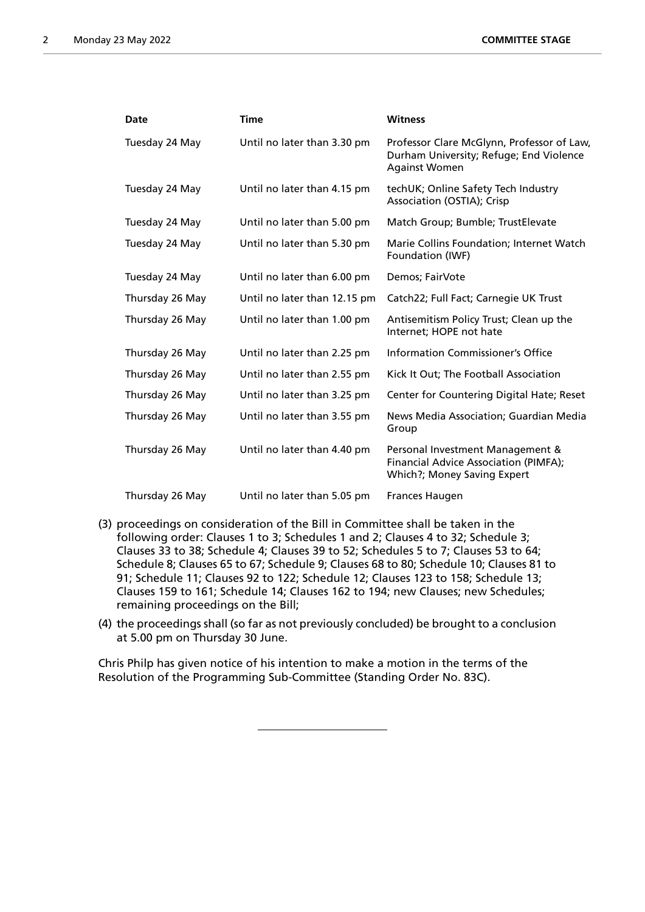| Date | Time | Witness |
| --- | --- | --- |
| Tuesday 24 May | Until no later than 3.30 pm | Professor Clare McGlynn, Professor of Law, Durham University; Refuge; End Violence Against Women |
| Tuesday 24 May | Until no later than 4.15 pm | techUK; Online Safety Tech Industry Association (OSTIA); Crisp |
| Tuesday 24 May | Until no later than 5.00 pm | Match Group; Bumble; TrustElevate |
| Tuesday 24 May | Until no later than 5.30 pm | Marie Collins Foundation; Internet Watch Foundation (IWF) |
| Tuesday 24 May | Until no later than 6.00 pm | Demos; FairVote |
| Thursday 26 May | Until no later than 12.15 pm | Catch22; Full Fact; Carnegie UK Trust |
| Thursday 26 May | Until no later than 1.00 pm | Antisemitism Policy Trust; Clean up the Internet; HOPE not hate |
| Thursday 26 May | Until no later than 2.25 pm | Information Commissioner's Office |
| Thursday 26 May | Until no later than 2.55 pm | Kick It Out; The Football Association |
| Thursday 26 May | Until no later than 3.25 pm | Center for Countering Digital Hate; Reset |
| Thursday 26 May | Until no later than 3.55 pm | News Media Association; Guardian Media Group |
| Thursday 26 May | Until no later than 4.40 pm | Personal Investment Management & Financial Advice Association (PIMFA); Which?; Money Saving Expert |
| Thursday 26 May | Until no later than 5.05 pm | Frances Haugen |

(3) proceedings on consideration of the Bill in Committee shall be taken in the following order: Clauses 1 to 3; Schedules 1 and 2; Clauses 4 to 32; Schedule 3; Clauses 33 to 38; Schedule 4; Clauses 39 to 52; Schedules 5 to 7; Clauses 53 to 64; Schedule 8; Clauses 65 to 67; Schedule 9; Clauses 68 to 80; Schedule 10; Clauses 81 to 91; Schedule 11; Clauses 92 to 122; Schedule 12; Clauses 123 to 158; Schedule 13; Clauses 159 to 161; Schedule 14; Clauses 162 to 194; new Clauses; new Schedules; remaining proceedings on the Bill;

(4) the proceedings shall (so far as not previously concluded) be brought to a conclusion at 5.00 pm on Thursday 30 June.

Chris Philp has given notice of his intention to make a motion in the terms of the Resolution of the Programming Sub-Committee (Standing Order No. 83C).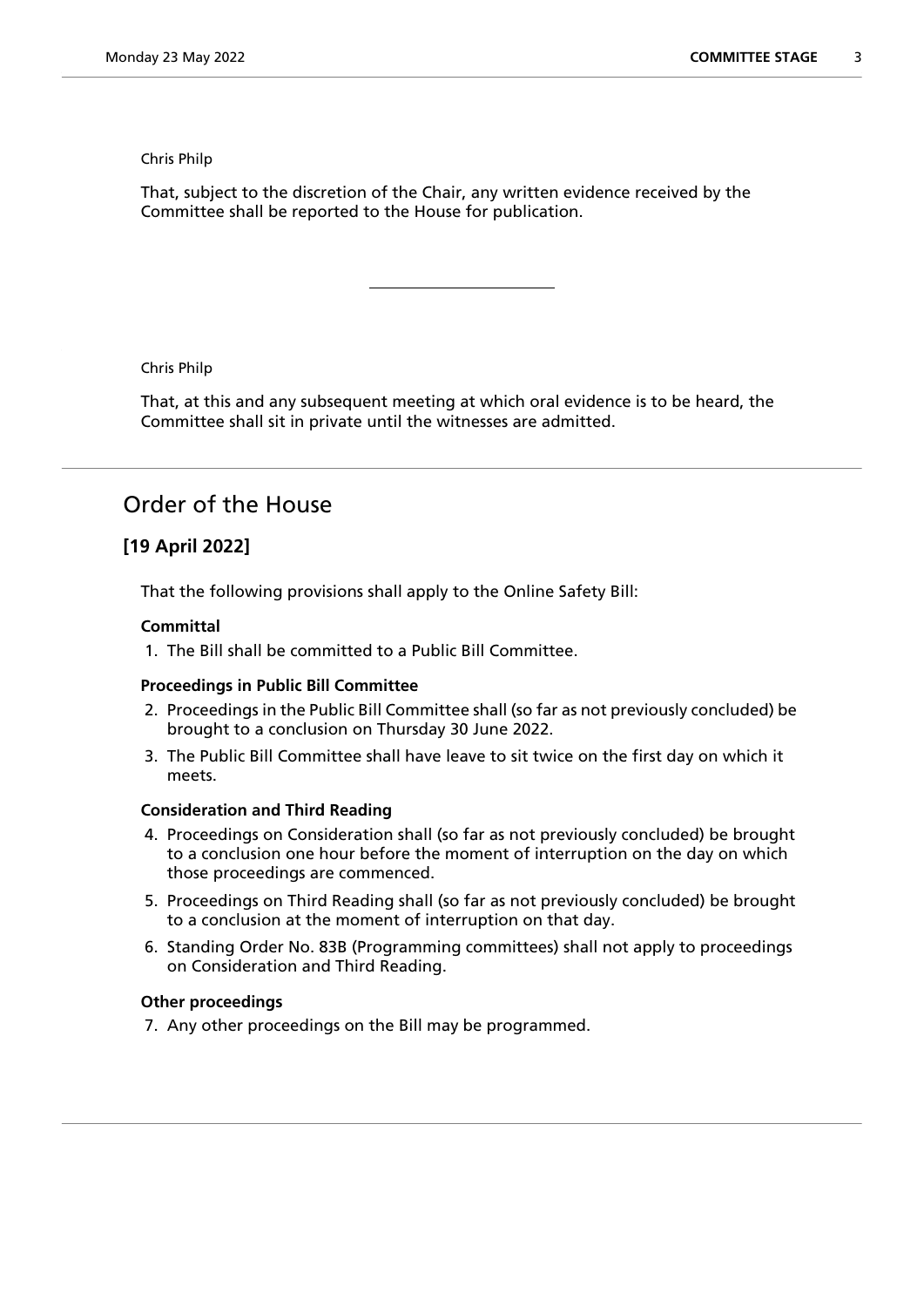Chris Philp

That, subject to the discretion of the Chair, any written evidence received by the Committee shall be reported to the House for publication.

---

Chris Philp

That, at this and any subsequent meeting at which oral evidence is to be heard, the Committee shall sit in private until the witnesses are admitted.

## Order of the House

### [19 April 2022]

That the following provisions shall apply to the Online Safety Bill:

**Committal**

1. The Bill shall be committed to a Public Bill Committee.

**Proceedings in Public Bill Committee**

2. Proceedings in the Public Bill Committee shall (so far as not previously concluded) be brought to a conclusion on Thursday 30 June 2022.
3. The Public Bill Committee shall have leave to sit twice on the first day on which it meets.

**Consideration and Third Reading**

4. Proceedings on Consideration shall (so far as not previously concluded) be brought to a conclusion one hour before the moment of interruption on the day on which those proceedings are commenced.
5. Proceedings on Third Reading shall (so far as not previously concluded) be brought to a conclusion at the moment of interruption on that day.
6. Standing Order No. 83B (Programming committees) shall not apply to proceedings on Consideration and Third Reading.

**Other proceedings**

7. Any other proceedings on the Bill may be programmed.